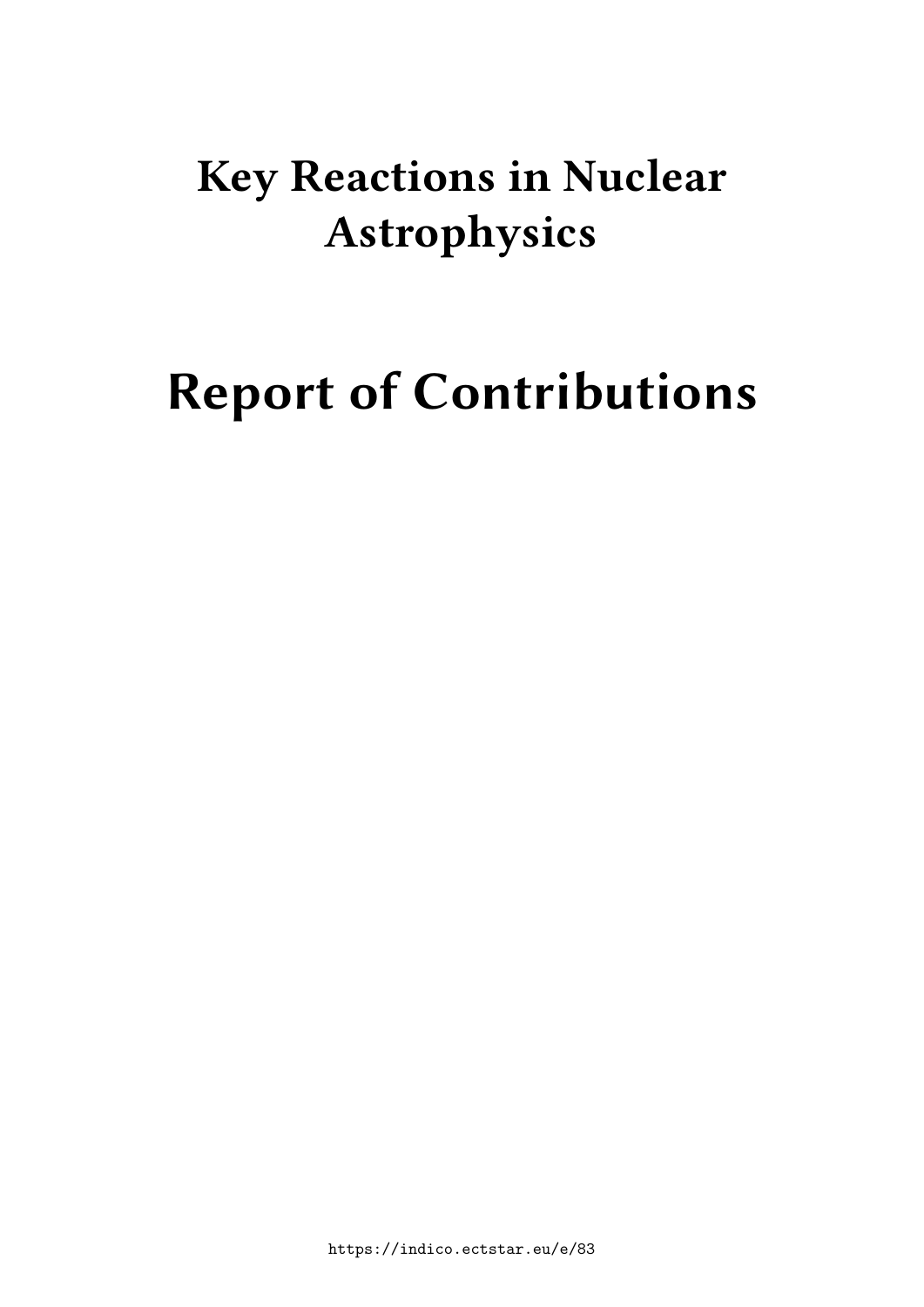# Key Reactions in Nuclear Astrophysics

# Report of Contributions

https://indico.ectstar.eu/e/83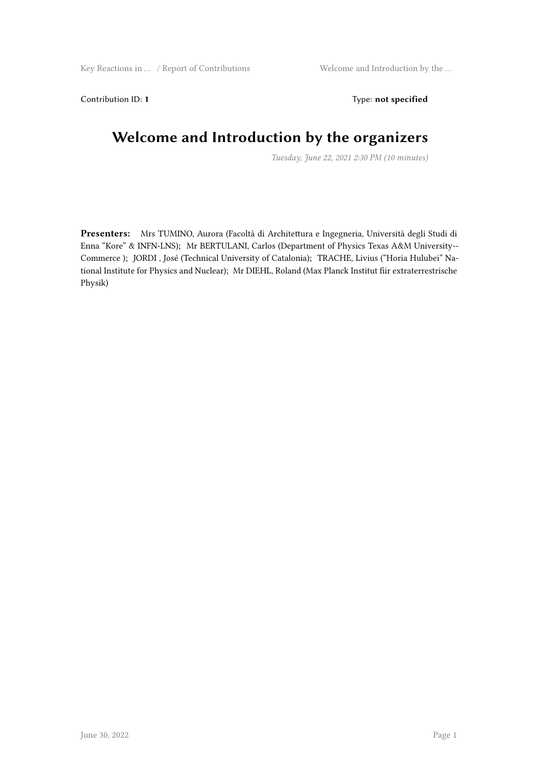Contribution ID: **1** Type: **not specified**

# Welcome and Introduction by the organizers

*Tuesday, June 22, 2021 2:30 PM (10 minutes)*

**Presenters:** Mrs TUMINO, Aurora (Facoltà di Architettura e Ingegneria, Università degli Studi di Enna "Kore" & INFN-LNS); Mr BERTULANI, Carlos (Department of Physics Texas A&M University--Commerce ); JORDI , José (Technical University of Catalonia); TRACHE, Livius ("Horia Hulubei" National Institute for Physics and Nuclear); Mr DIEHL, Roland (Max Planck Institut fiir extraterrestrische Physik)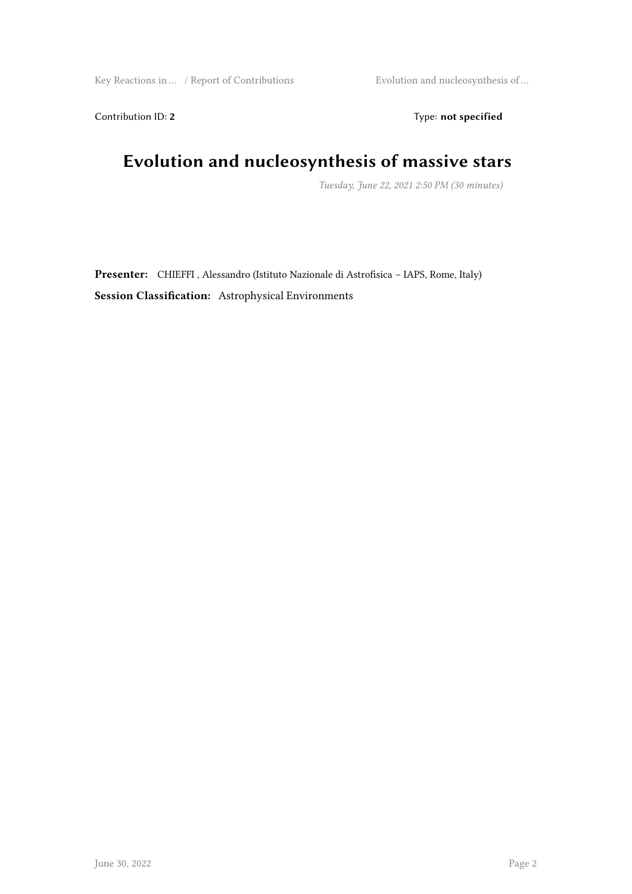Contribution ID: **2** Type: **not specified**

# Evolution and nucleosynthesis of massive stars

*Tuesday, June 22, 2021 2:50 PM (30 minutes)*

**Presenter:** CHIEFFI , Alessandro (Istituto Nazionale di Astrofisica – IAPS, Rome, Italy)

**Session Classification:** Astrophysical Environments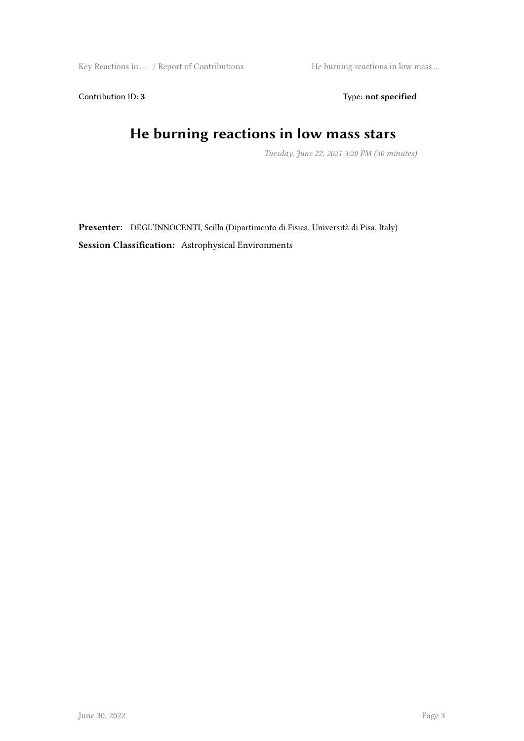Contribution ID: **3** Type: **not specified**

# He burning reactions in low mass stars

*Tuesday, June 22, 2021 3:20 PM (30 minutes)*

**Presenter:** DEGL'INNOCENTI, Scilla (Dipartimento di Fisica, Università di Pisa, Italy)

**Session Classification:** Astrophysical Environments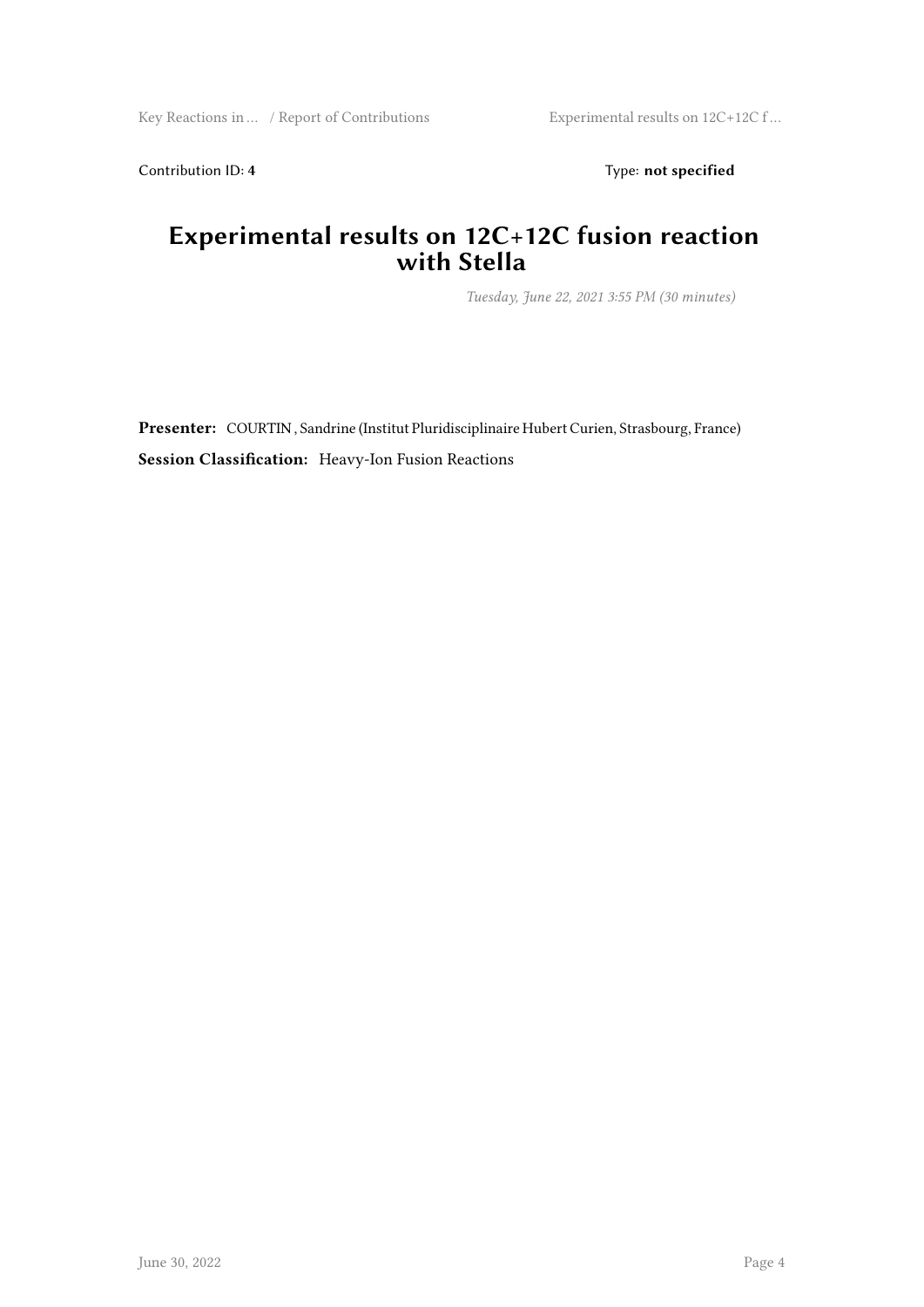Contribution ID: **4**

Type: **not specified**

# Experimental results on 12C+12C fusion reaction with Stella

*Tuesday, June 22, 2021 3:55 PM (30 minutes)*

**Presenter:** COURTIN , Sandrine (Institut Pluridisciplinaire Hubert Curien, Strasbourg, France)

**Session Classification:** Heavy-Ion Fusion Reactions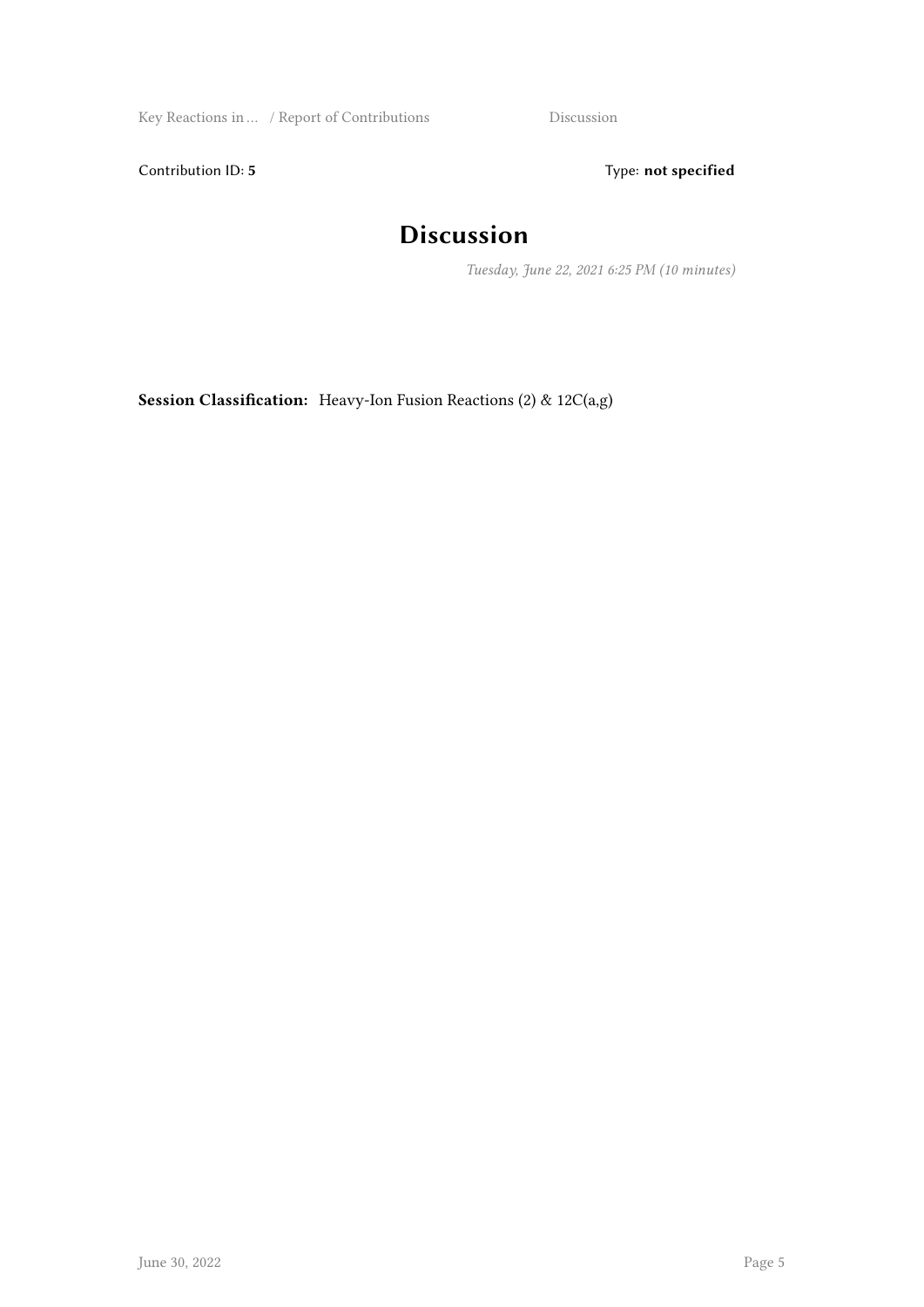Contribution ID: **5**

Type: **not specified**

# Discussion

*Tuesday, June 22, 2021 6:25 PM (10 minutes)*

**Session Classification:** Heavy-Ion Fusion Reactions (2) & 12C(a,g)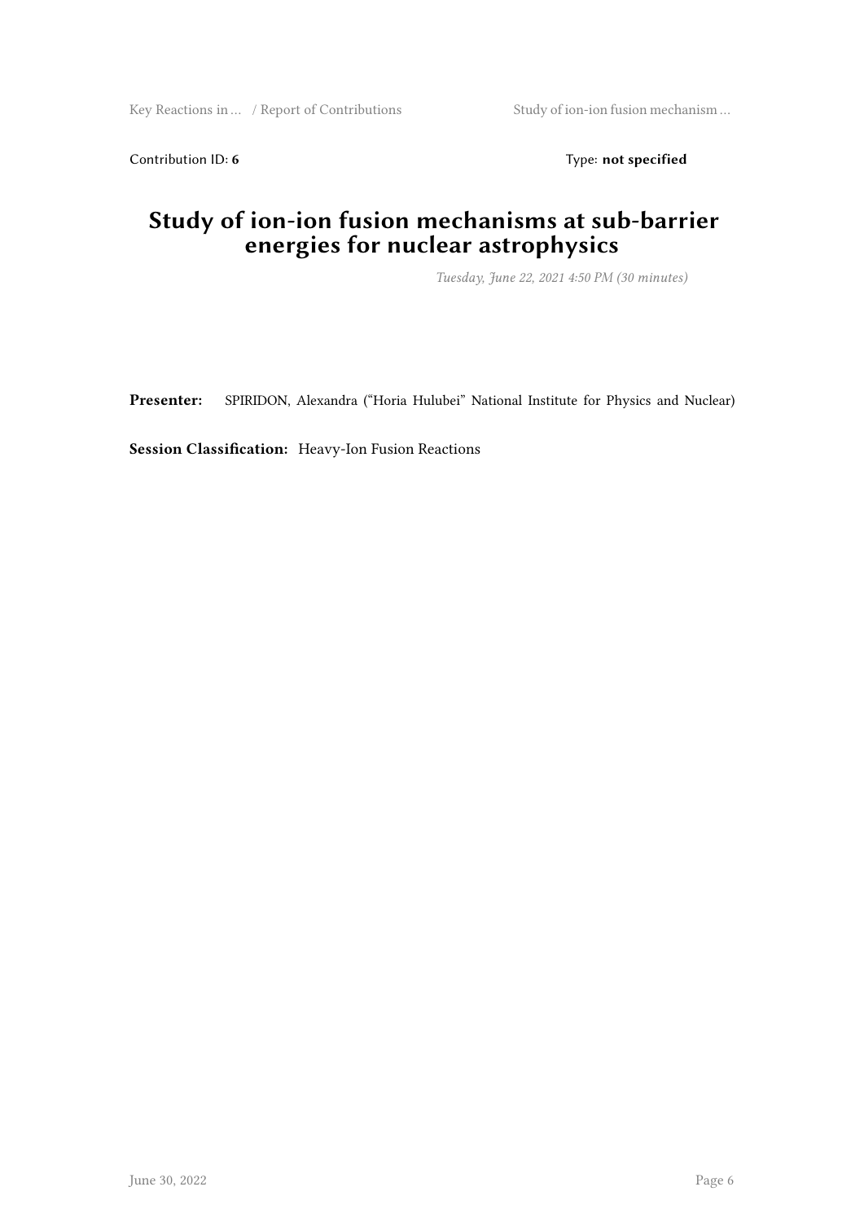Contribution ID: **6** Type: **not specified**

# Study of ion-ion fusion mechanisms at sub-barrier energies for nuclear astrophysics

*Tuesday, June 22, 2021 4:50 PM (30 minutes)*

**Presenter:** SPIRIDON, Alexandra ("Horia Hulubei" National Institute for Physics and Nuclear)

**Session Classification:** Heavy-Ion Fusion Reactions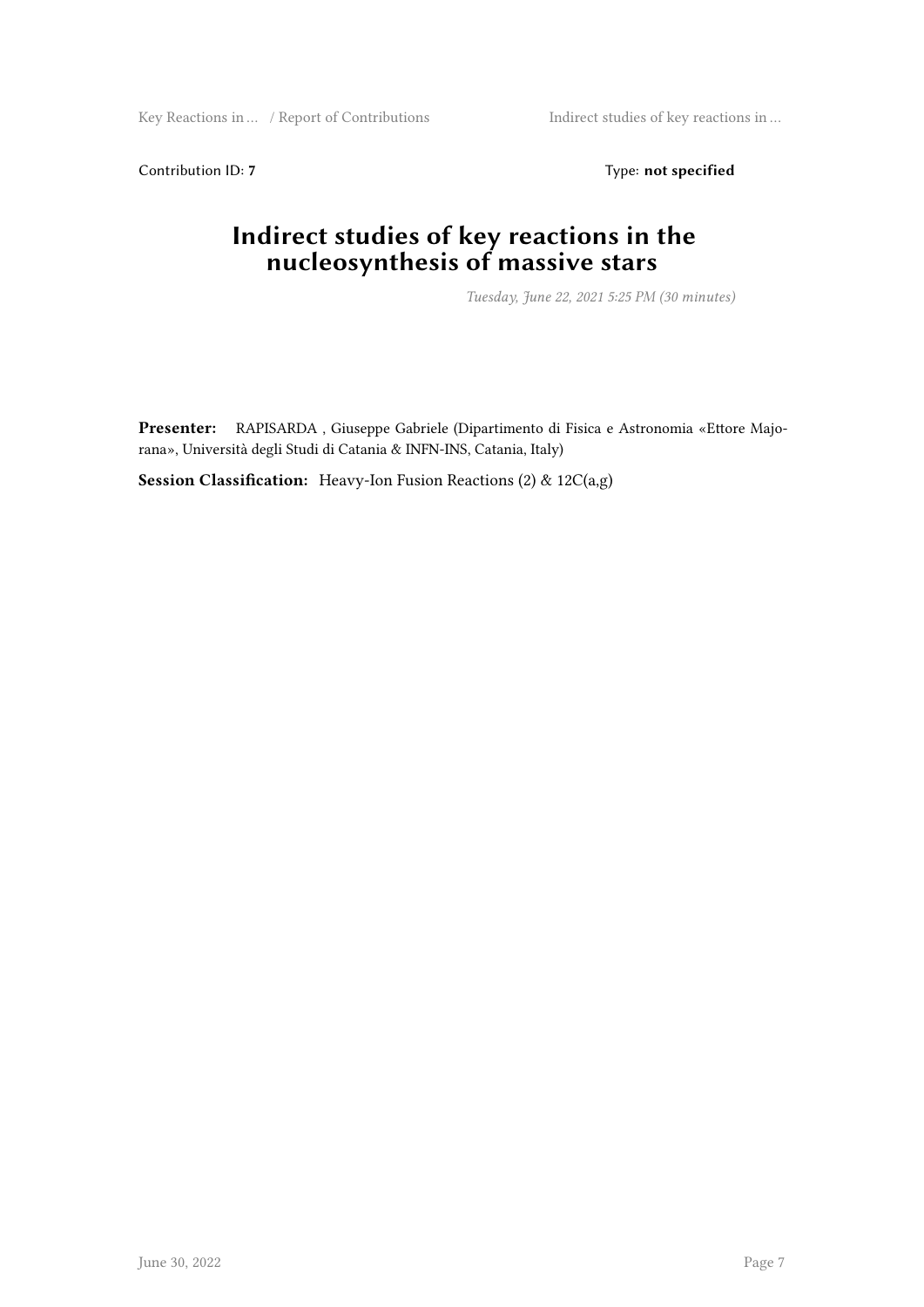Contribution ID: **7** Type: **not specified**

# Indirect studies of key reactions in the nucleosynthesis of massive stars

*Tuesday, June 22, 2021 5:25 PM (30 minutes)*

**Presenter:** RAPISARDA , Giuseppe Gabriele (Dipartimento di Fisica e Astronomia «Ettore Majorana», Università degli Studi di Catania & INFN-INS, Catania, Italy)

**Session Classification:** Heavy-Ion Fusion Reactions (2) & 12C(a,g)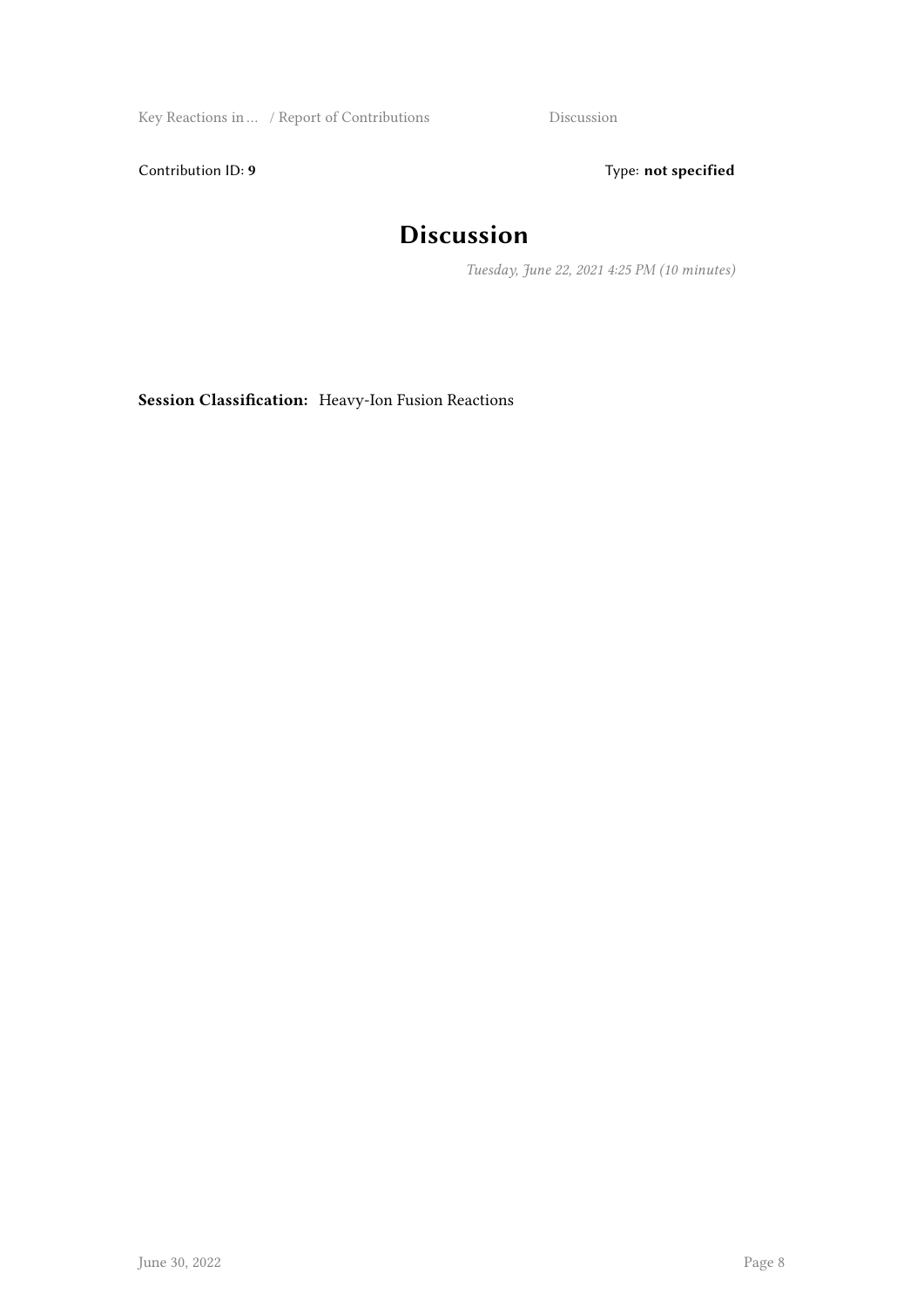Contribution ID: **9** Type: **not specified**

# Discussion

*Tuesday, June 22, 2021 4:25 PM (10 minutes)*

**Session Classification:** Heavy-Ion Fusion Reactions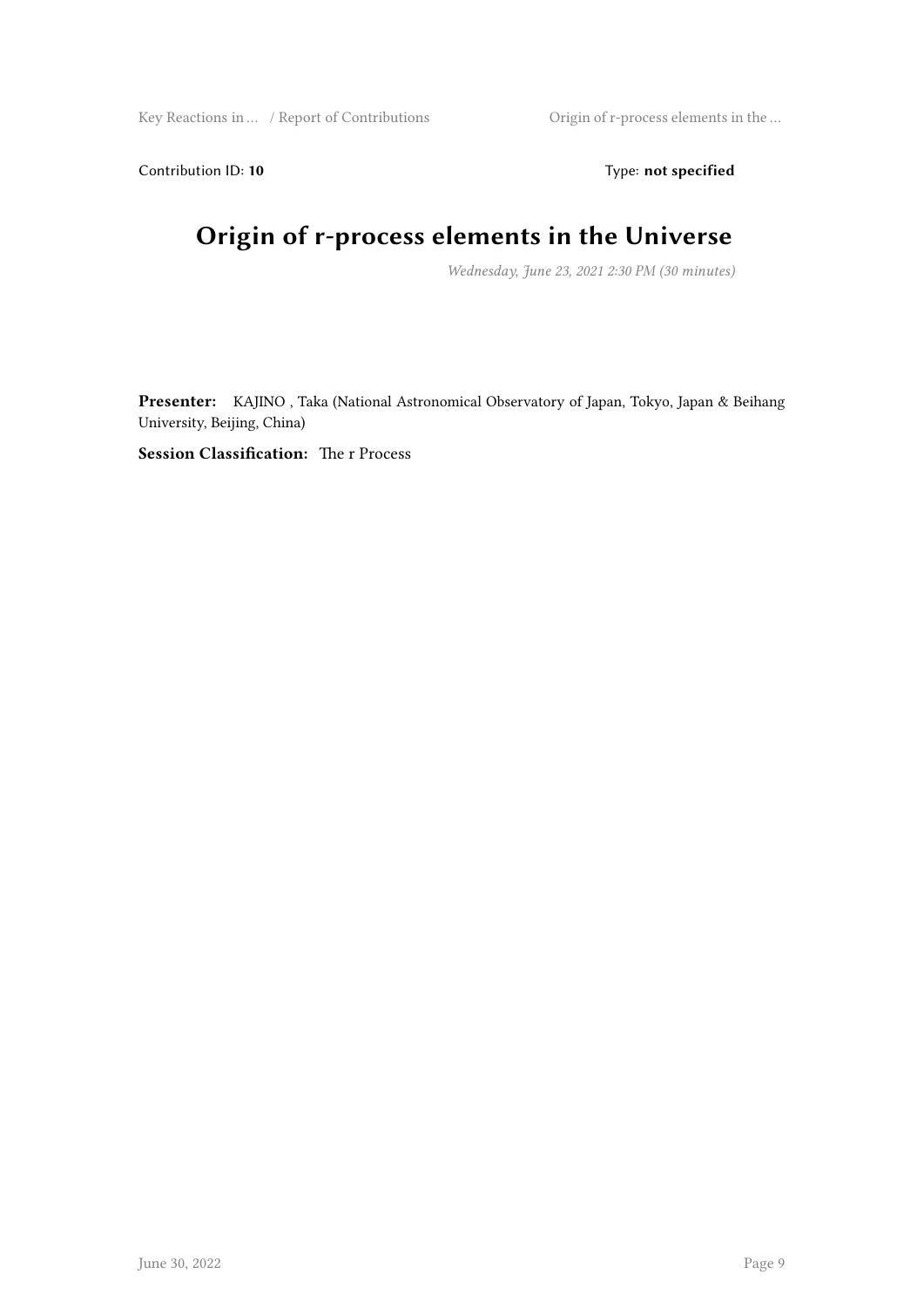Contribution ID: **10** Type: **not specified**

# Origin of r-process elements in the Universe

*Wednesday, June 23, 2021 2:30 PM (30 minutes)*

**Presenter:** KAJINO , Taka (National Astronomical Observatory of Japan, Tokyo, Japan & Beihang University, Beijing, China)

**Session Classification:** The r Process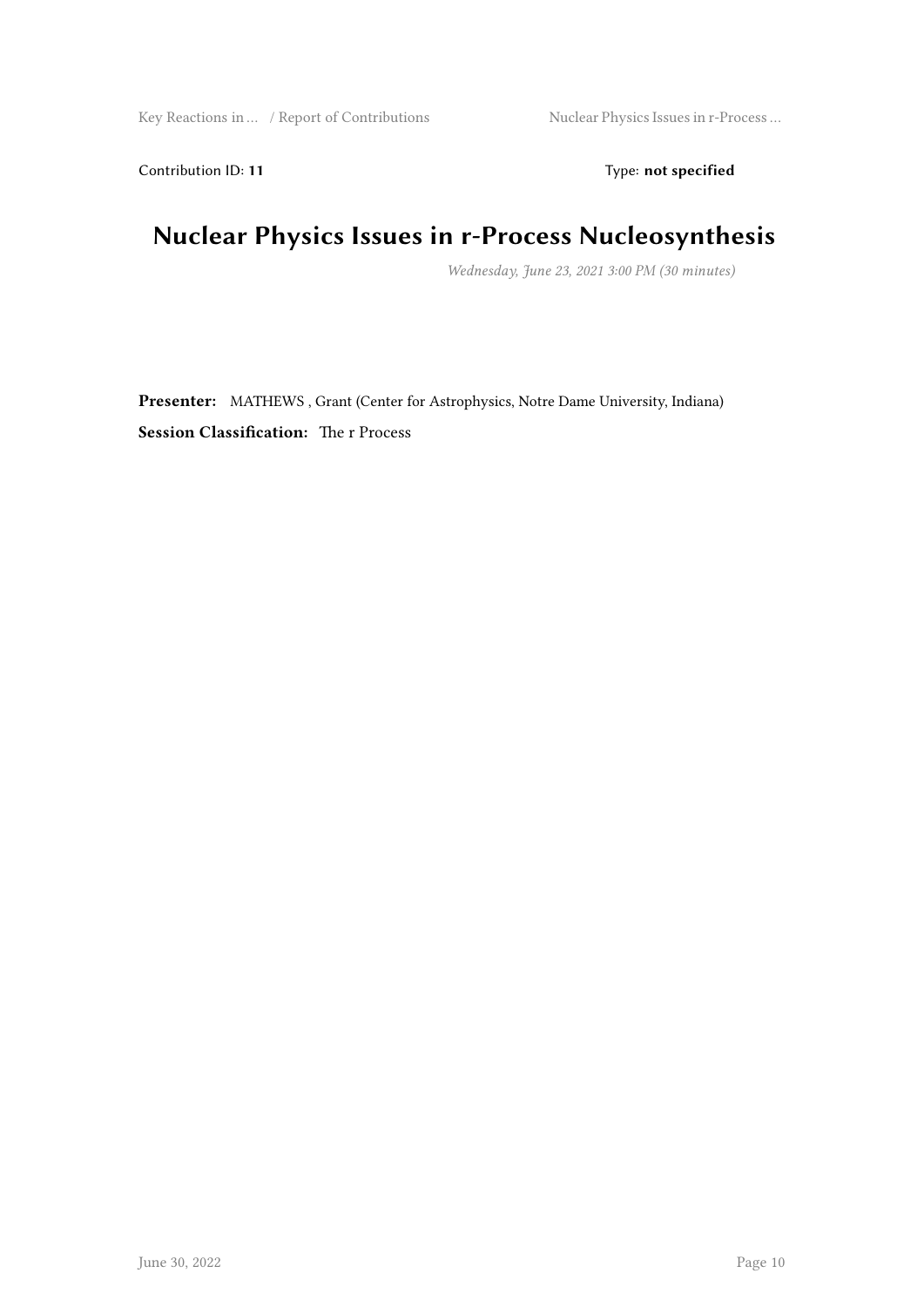Contribution ID: **11**

Type: **not specified**

# Nuclear Physics Issues in r-Process Nucleosynthesis

*Wednesday, June 23, 2021 3:00 PM (30 minutes)*

**Presenter:** MATHEWS , Grant (Center for Astrophysics, Notre Dame University, Indiana)

**Session Classification:** The r Process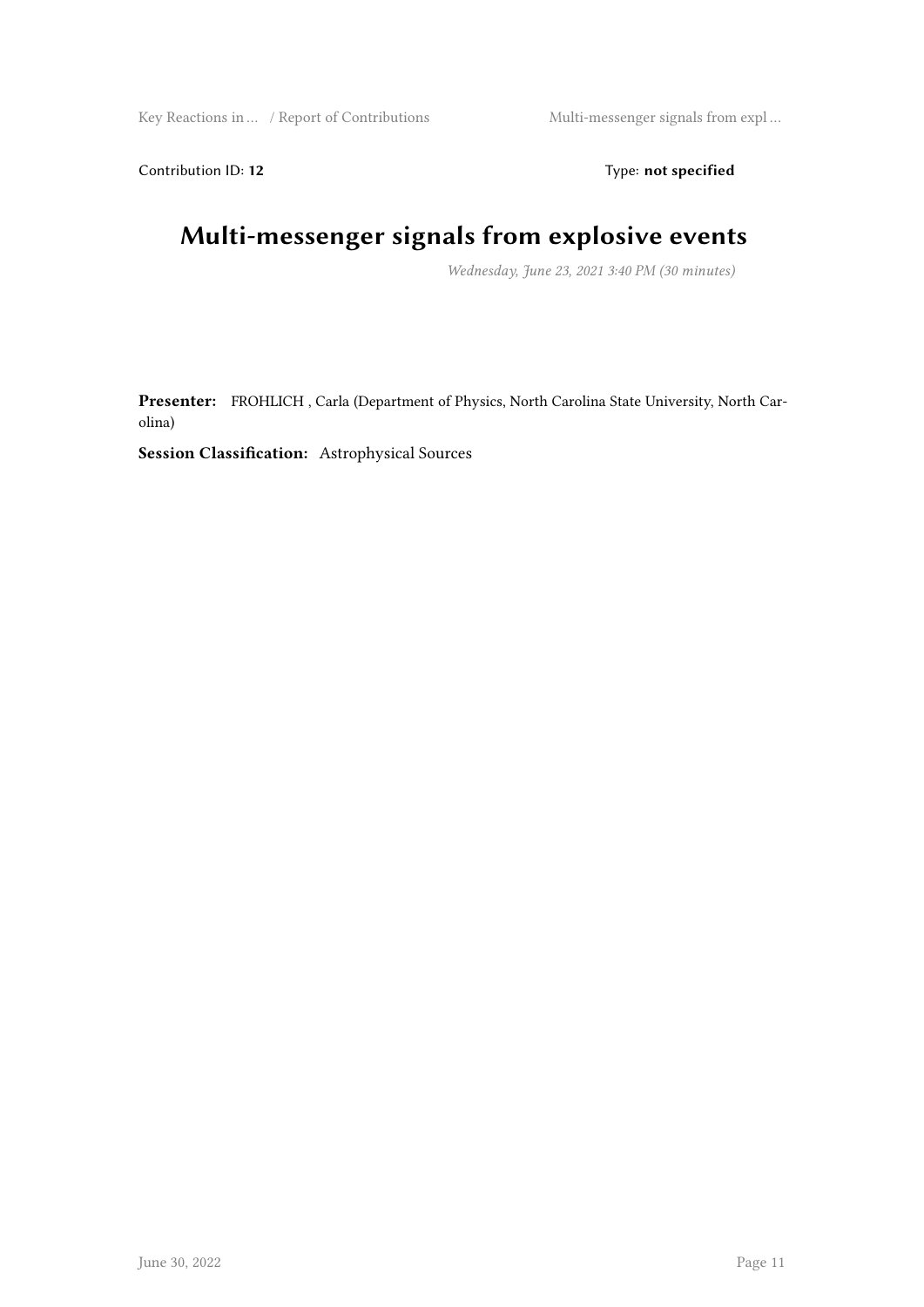Contribution ID: **12** Type: **not specified**

# Multi-messenger signals from explosive events

*Wednesday, June 23, 2021 3:40 PM (30 minutes)*

**Presenter:** FROHLICH , Carla (Department of Physics, North Carolina State University, North Carolina)

**Session Classification:** Astrophysical Sources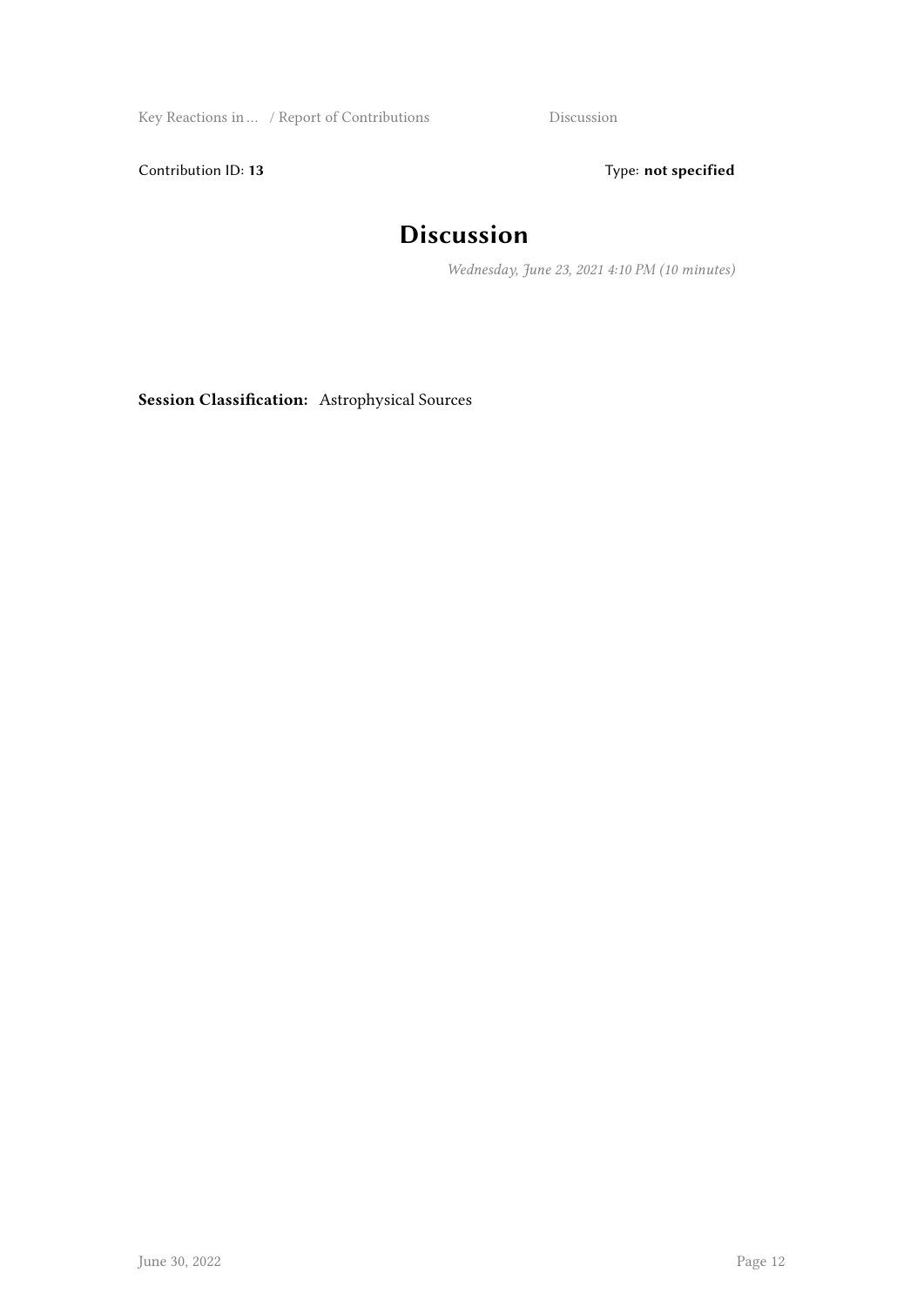Contribution ID: **13** Type: **not specified**

# Discussion

*Wednesday, June 23, 2021 4:10 PM (10 minutes)*

**Session Classification:** Astrophysical Sources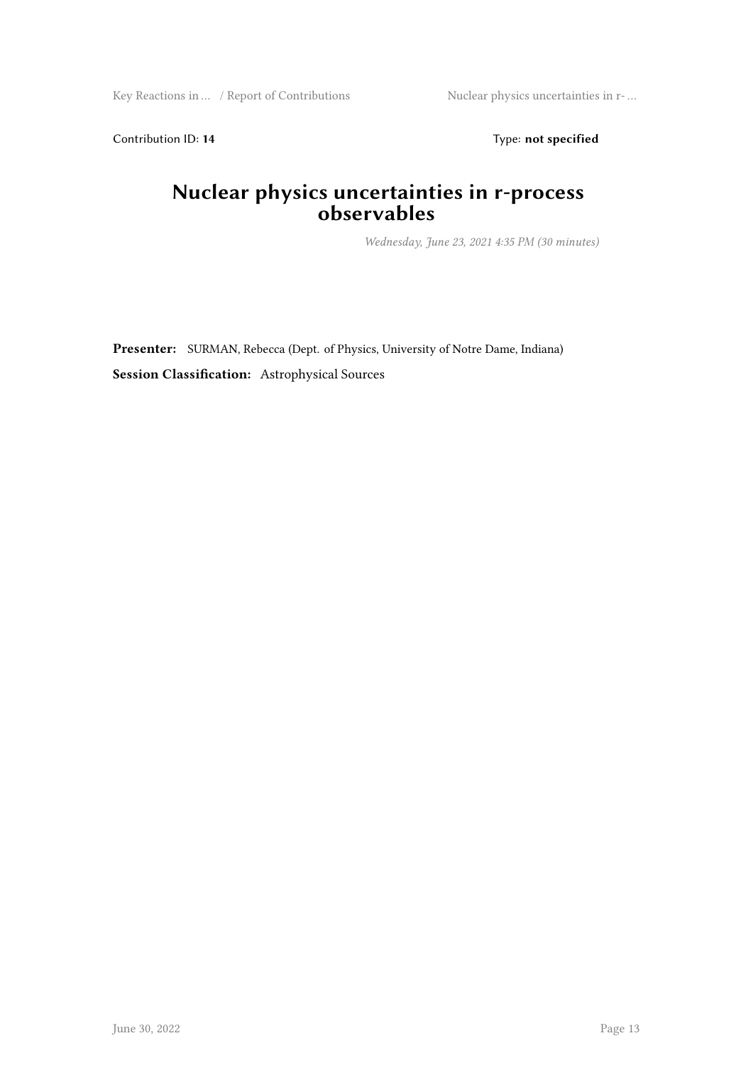Contribution ID: **14** Type: **not specified**

# Nuclear physics uncertainties in r-process observables

*Wednesday, June 23, 2021 4:35 PM (30 minutes)*

**Presenter:** SURMAN, Rebecca (Dept. of Physics, University of Notre Dame, Indiana)

**Session Classification:** Astrophysical Sources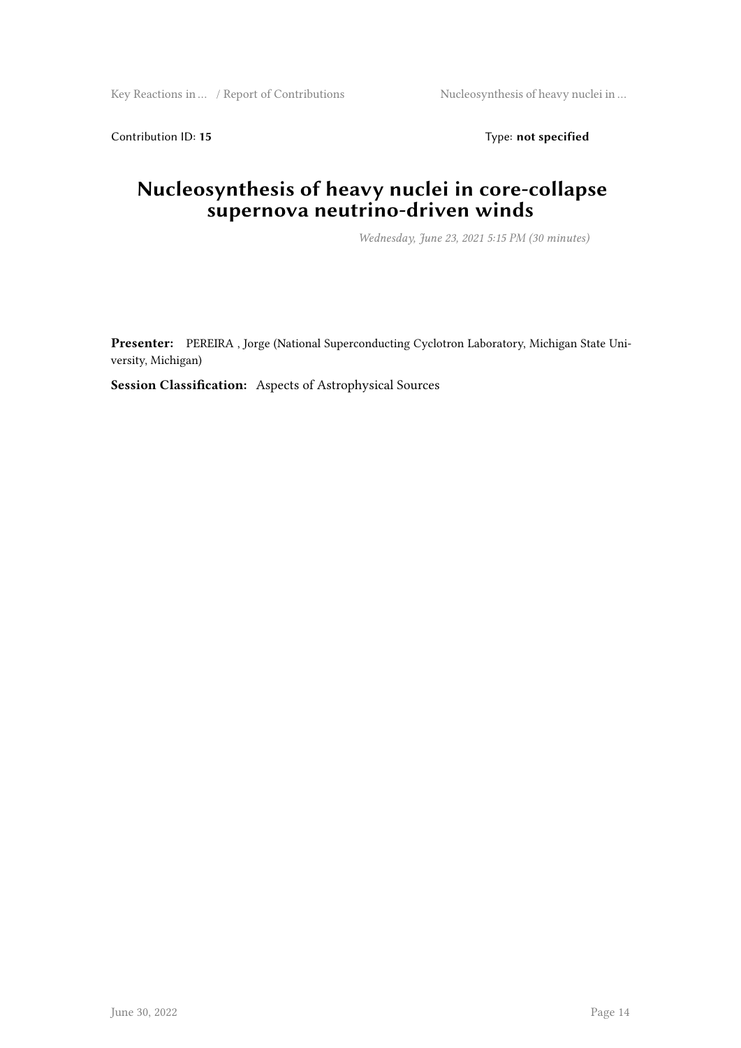Contribution ID: **15** Type: **not specified**

# Nucleosynthesis of heavy nuclei in core-collapse supernova neutrino-driven winds

*Wednesday, June 23, 2021 5:15 PM (30 minutes)*

**Presenter:** PEREIRA , Jorge (National Superconducting Cyclotron Laboratory, Michigan State University, Michigan)

**Session Classification:** Aspects of Astrophysical Sources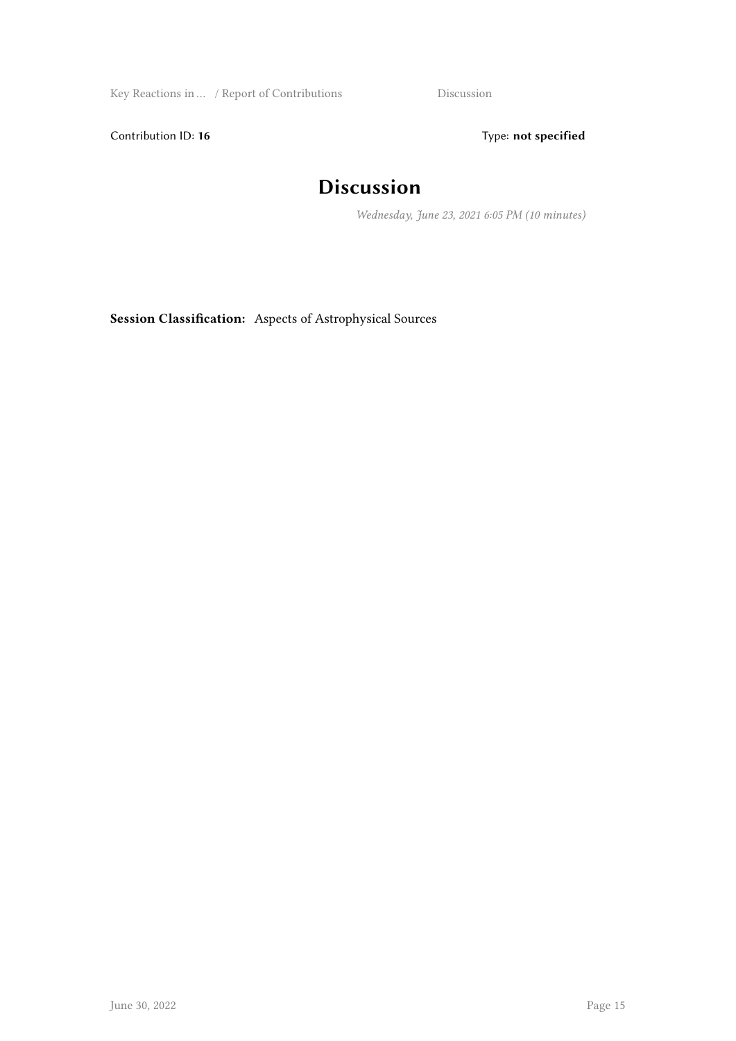Contribution ID: **16** Type: **not specified**

# Discussion

*Wednesday, June 23, 2021 6:05 PM (10 minutes)*

**Session Classification:** Aspects of Astrophysical Sources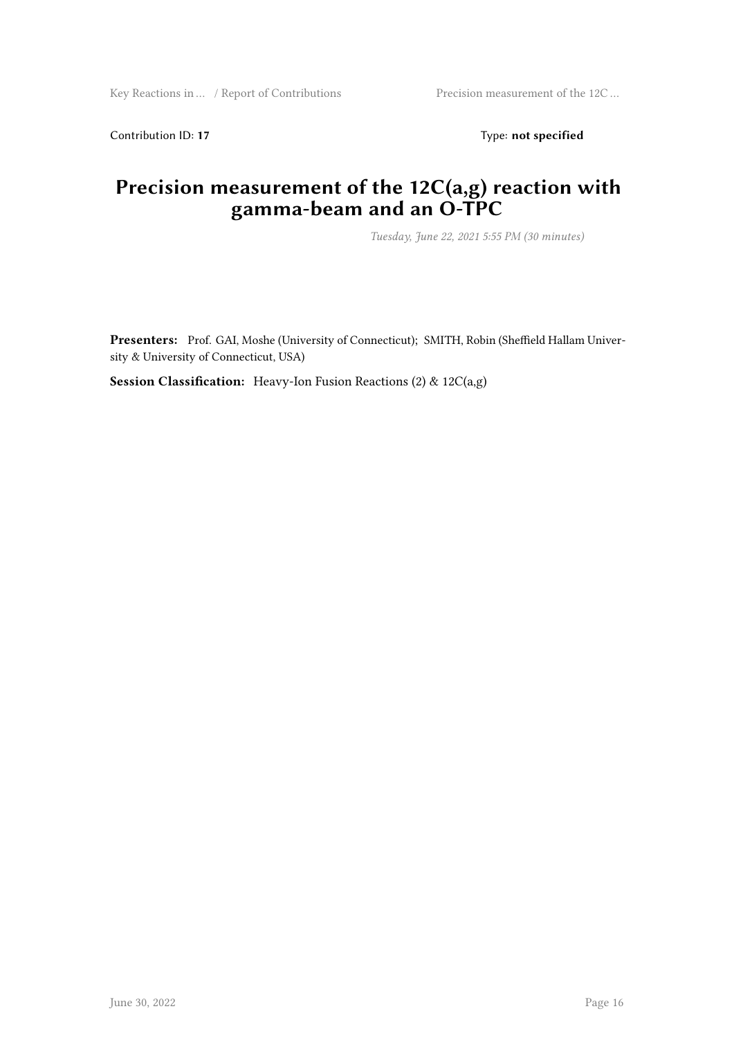Contribution ID: **17** Type: **not specified**

# Precision measurement of the 12C(a,g) reaction with gamma-beam and an O-TPC

*Tuesday, June 22, 2021 5:55 PM (30 minutes)*

**Presenters:** Prof. GAI, Moshe (University of Connecticut); SMITH, Robin (Sheffield Hallam University & University of Connecticut, USA)

**Session Classification:** Heavy-Ion Fusion Reactions (2) & 12C(a,g)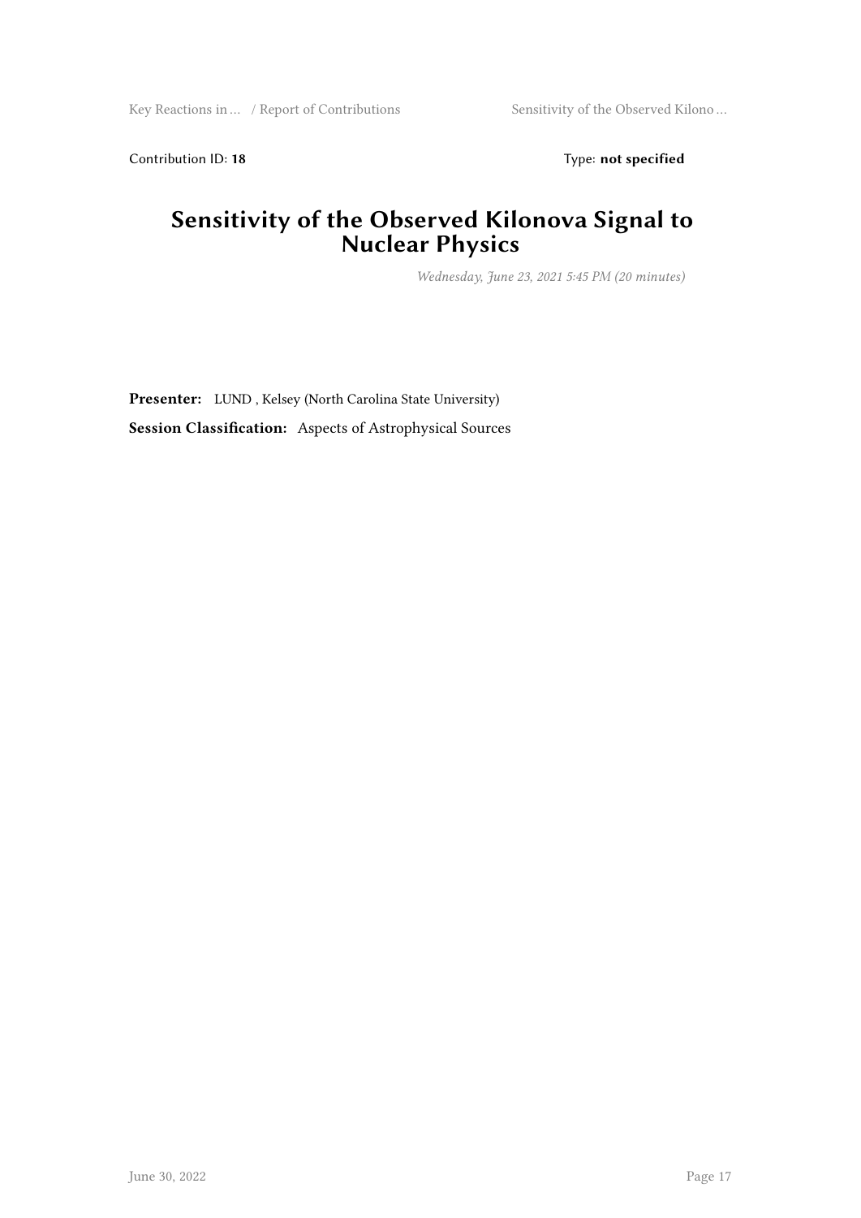Contribution ID: **18** Type: **not specified**

# Sensitivity of the Observed Kilonova Signal to Nuclear Physics

*Wednesday, June 23, 2021 5:45 PM (20 minutes)*

**Presenter:** LUND , Kelsey (North Carolina State University)

**Session Classification:** Aspects of Astrophysical Sources